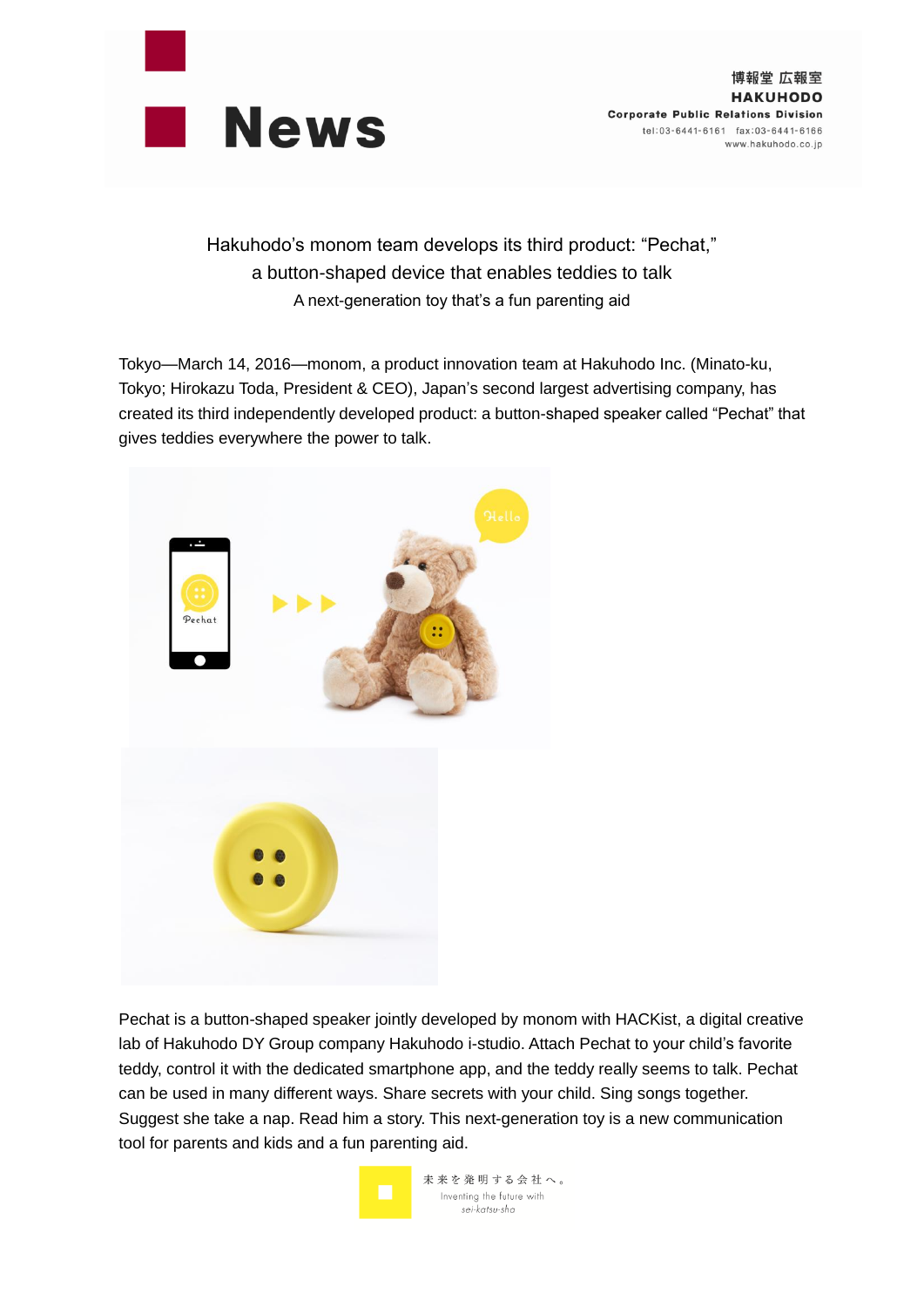# News

博報堂 広報室
**HAKUHODO**
**Corporate Public Relations Division**
tel:03-6441-6161 fax:03-6441-6166
www.hakuhodo.co.jp

## Hakuhodo's monom team develops its third product: "Pechat," a button-shaped device that enables teddies to talk

### A next-generation toy that's a fun parenting aid

Tokyo—March 14, 2016—monom, a product innovation team at Hakuhodo Inc. (Minato-ku, Tokyo; Hirokazu Toda, President & CEO), Japan's second largest advertising company, has created its third independently developed product: a button-shaped speaker called "Pechat" that gives teddies everywhere the power to talk.

Pechat is a button-shaped speaker jointly developed by monom with HACKist, a digital creative lab of Hakuhodo DY Group company Hakuhodo i-studio. Attach Pechat to your child's favorite teddy, control it with the dedicated smartphone app, and the teddy really seems to talk. Pechat can be used in many different ways. Share secrets with your child. Sing songs together. Suggest she take a nap. Read him a story. This next-generation toy is a new communication tool for parents and kids and a fun parenting aid.

未来を発明する会社へ。
Inventing the future with
*sei-katsu-sha*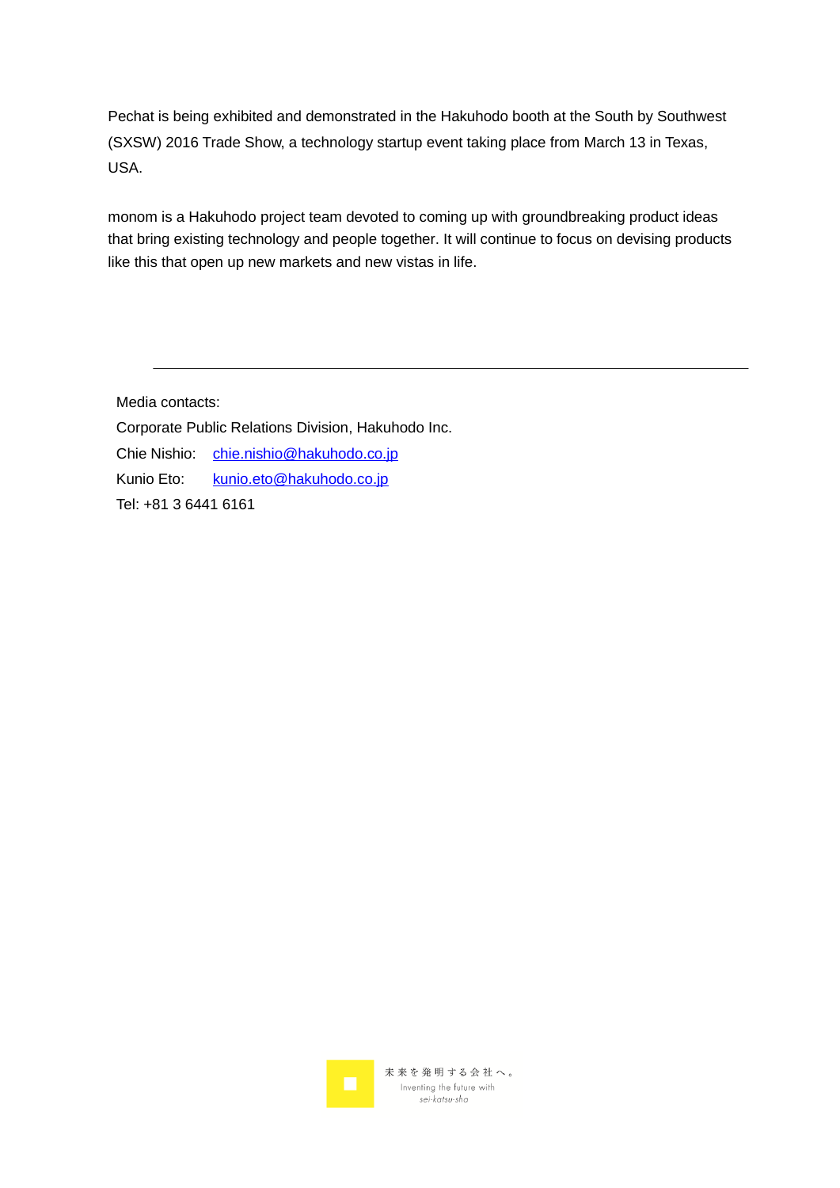Pechat is being exhibited and demonstrated in the Hakuhodo booth at the South by Southwest (SXSW) 2016 Trade Show, a technology startup event taking place from March 13 in Texas, USA.

monom is a Hakuhodo project team devoted to coming up with groundbreaking product ideas that bring existing technology and people together. It will continue to focus on devising products like this that open up new markets and new vistas in life.

---

Media contacts:

Corporate Public Relations Division, Hakuhodo Inc.

Chie Nishio: chie.nishio@hakuhodo.co.jp

Kunio Eto: kunio.eto@hakuhodo.co.jp

Tel: +81 3 6441 6161

未来を発明する会社へ。
Inventing the future with
*sei-katsu-sha*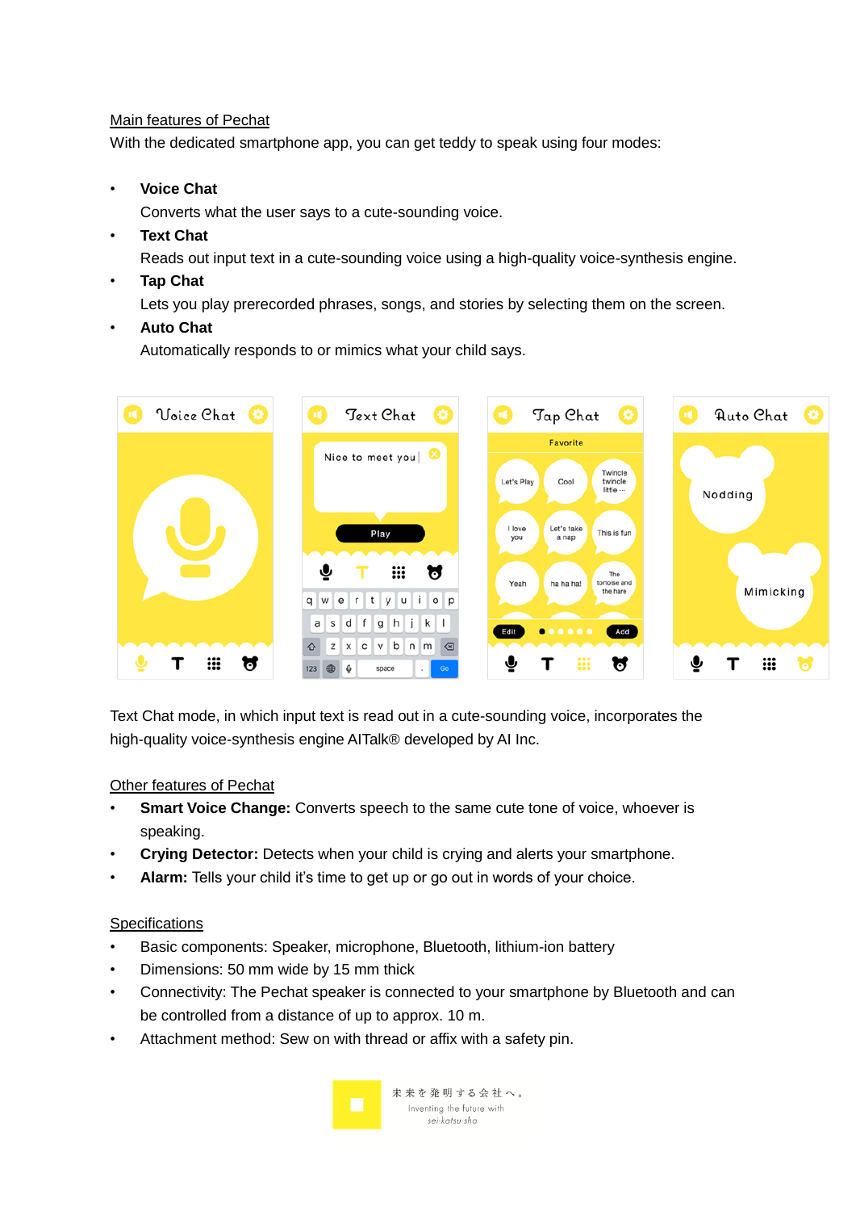Main features of Pechat

With the dedicated smartphone app, you can get teddy to speak using four modes:

- **Voice Chat**
  Converts what the user says to a cute-sounding voice.
- **Text Chat**
  Reads out input text in a cute-sounding voice using a high-quality voice-synthesis engine.
- **Tap Chat**
  Lets you play prerecorded phrases, songs, and stories by selecting them on the screen.
- **Auto Chat**
  Automatically responds to or mimics what your child says.

Text Chat mode, in which input text is read out in a cute-sounding voice, incorporates the high-quality voice-synthesis engine AITalk® developed by AI Inc.

Other features of Pechat

- **Smart Voice Change:** Converts speech to the same cute tone of voice, whoever is speaking.
- **Crying Detector:** Detects when your child is crying and alerts your smartphone.
- **Alarm:** Tells your child it's time to get up or go out in words of your choice.

Specifications

- Basic components: Speaker, microphone, Bluetooth, lithium-ion battery
- Dimensions: 50 mm wide by 15 mm thick
- Connectivity: The Pechat speaker is connected to your smartphone by Bluetooth and can be controlled from a distance of up to approx. 10 m.
- Attachment method: Sew on with thread or affix with a safety pin.

未来を発明する会社へ。
Inventing the future with
sei-katsu-sha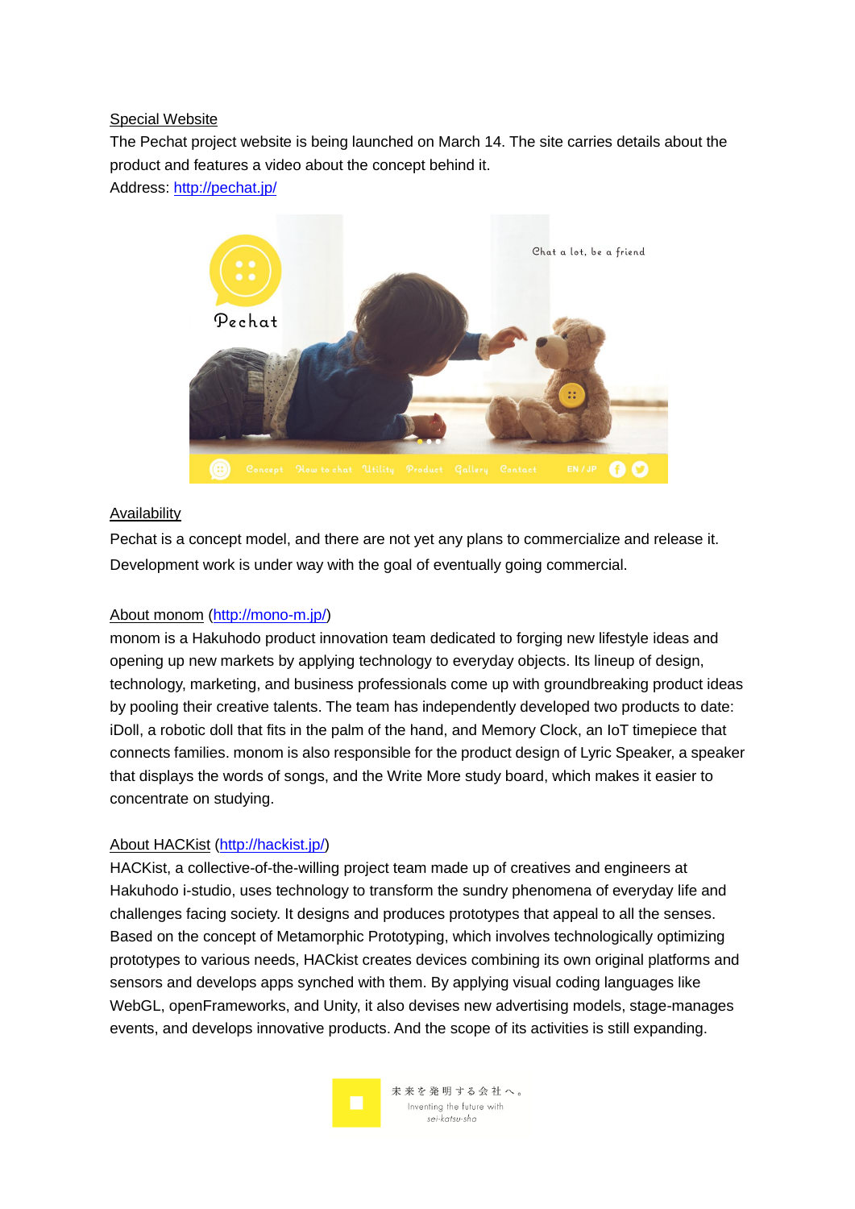Special Website

The Pechat project website is being launched on March 14. The site carries details about the product and features a video about the concept behind it.
Address: [http://pechat.jp/](http://pechat.jp/)

Availability

Pechat is a concept model, and there are not yet any plans to commercialize and release it. Development work is under way with the goal of eventually going commercial.

About monom ([http://mono-m.jp/](http://mono-m.jp/))

monom is a Hakuhodo product innovation team dedicated to forging new lifestyle ideas and opening up new markets by applying technology to everyday objects. Its lineup of design, technology, marketing, and business professionals come up with groundbreaking product ideas by pooling their creative talents. The team has independently developed two products to date: iDoll, a robotic doll that fits in the palm of the hand, and Memory Clock, an IoT timepiece that connects families. monom is also responsible for the product design of Lyric Speaker, a speaker that displays the words of songs, and the Write More study board, which makes it easier to concentrate on studying.

About HACKist ([http://hackist.jp/](http://hackist.jp/))

HACKist, a collective-of-the-willing project team made up of creatives and engineers at Hakuhodo i-studio, uses technology to transform the sundry phenomena of everyday life and challenges facing society. It designs and produces prototypes that appeal to all the senses. Based on the concept of Metamorphic Prototyping, which involves technologically optimizing prototypes to various needs, HACkist creates devices combining its own original platforms and sensors and develops apps synched with them. By applying visual coding languages like WebGL, openFrameworks, and Unity, it also devises new advertising models, stage-manages events, and develops innovative products. And the scope of its activities is still expanding.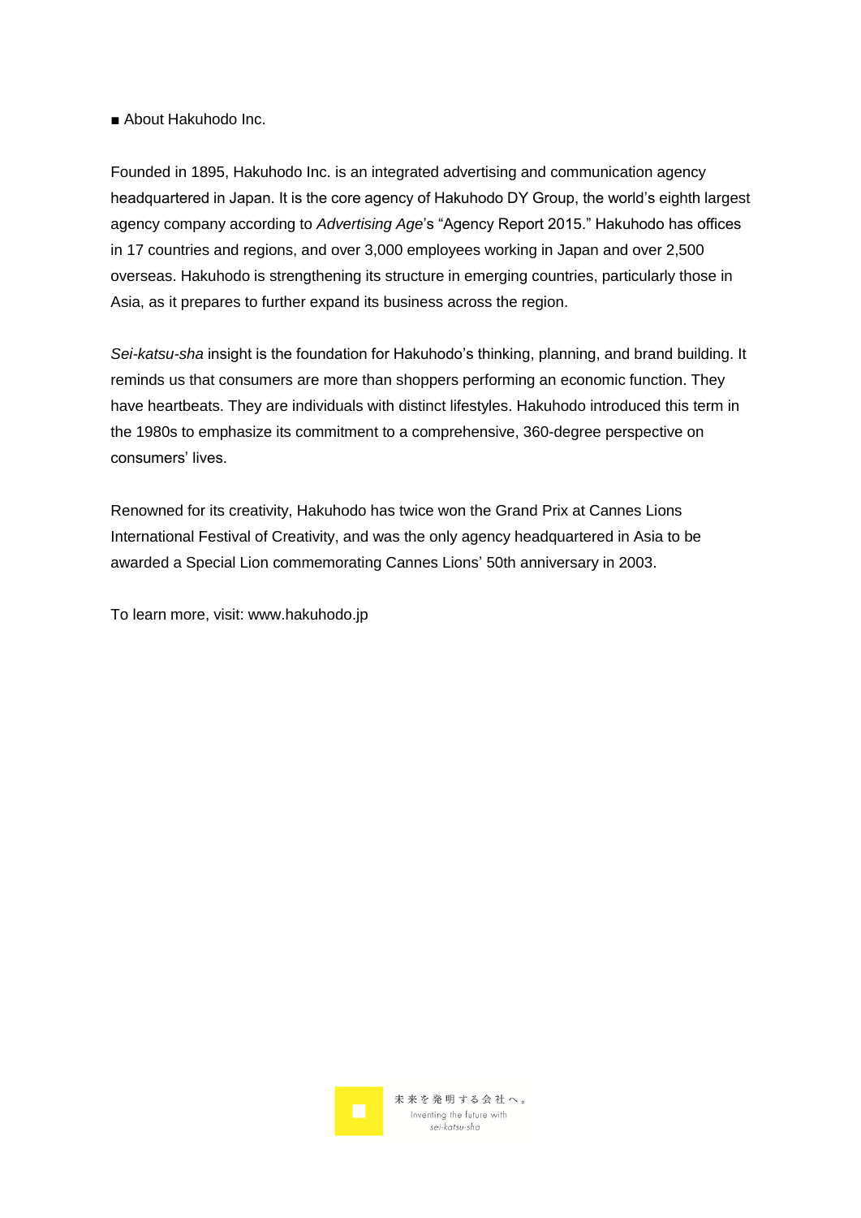■ About Hakuhodo Inc.

Founded in 1895, Hakuhodo Inc. is an integrated advertising and communication agency headquartered in Japan. It is the core agency of Hakuhodo DY Group, the world's eighth largest agency company according to *Advertising Age*'s "Agency Report 2015." Hakuhodo has offices in 17 countries and regions, and over 3,000 employees working in Japan and over 2,500 overseas. Hakuhodo is strengthening its structure in emerging countries, particularly those in Asia, as it prepares to further expand its business across the region.

*Sei-katsu-sha* insight is the foundation for Hakuhodo's thinking, planning, and brand building. It reminds us that consumers are more than shoppers performing an economic function. They have heartbeats. They are individuals with distinct lifestyles. Hakuhodo introduced this term in the 1980s to emphasize its commitment to a comprehensive, 360-degree perspective on consumers' lives.

Renowned for its creativity, Hakuhodo has twice won the Grand Prix at Cannes Lions International Festival of Creativity, and was the only agency headquartered in Asia to be awarded a Special Lion commemorating Cannes Lions' 50th anniversary in 2003.

To learn more, visit: www.hakuhodo.jp

未来を発明する会社へ。
Inventing the future with
*sei-katsu-sha*